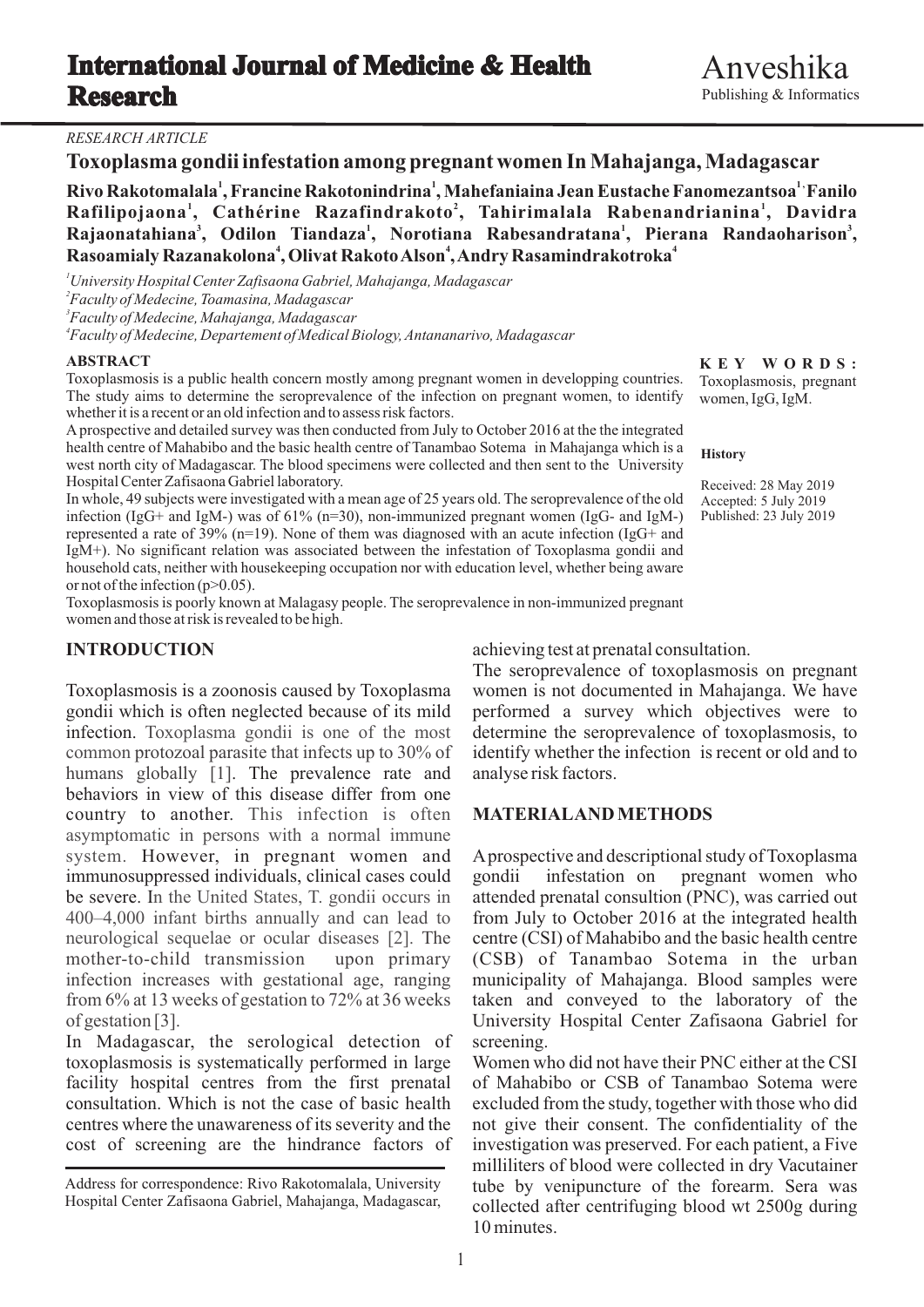RESEARCH ARTICLE

# Toxoplasma gondii infestation among pregnant women In Mahajanga, Madagascar

**Rivo Rakotomalala[1], Francine Rakotonindrina[1], Mahefaniaina Jean Eustache Fanomezantsoa[1], Fanilo Rafilipojaona[1], Cathérine Razafindrakoto[2], Tahirimalala Rabenandrianina[1], Davidra Rajaonatahiana[3], Odilon Tiandaza[1], Norotiana Rabesandratana[1], Pierana Randaoharison[3], Rasoamialy Razanakolona[4], Olivat Rakoto Alson[4], Andry Rasamindrakotroka[4]**

[1]*University Hospital Center Zafisaona Gabriel, Mahajanga, Madagascar*
[2]*Faculty of Medecine, Toamasina, Madagascar*
[3]*Faculty of Medecine, Mahajanga, Madagascar*
[4]*Faculty of Medecine, Departement of Medical Biology, Antananarivo, Madagascar*

**ABSTRACT**

Toxoplasmosis is a public health concern mostly among pregnant women in developping countries. The study aims to determine the seroprevalence of the infection on pregnant women, to identify whether it is a recent or an old infection and to assess risk factors.

A prospective and detailed survey was then conducted from July to October 2016 at the the integrated health centre of Mahabibo and the basic health centre of Tanambao Sotema in Mahajanga which is a west north city of Madagascar. The blood specimens were collected and then sent to the University Hospital Center Zafisaona Gabriel laboratory.

In whole, 49 subjects were investigated with a mean age of 25 years old. The seroprevalence of the old infection (IgG+ and IgM-) was of 61% (n=30), non-immunized pregnant women (IgG- and IgM-) represented a rate of 39% (n=19). None of them was diagnosed with an acute infection (IgG+ and IgM+). No significant relation was associated between the infestation of Toxoplasma gondii and household cats, neither with housekeeping occupation nor with education level, whether being aware or not of the infection (p>0.05).

Toxoplasmosis is poorly known at Malagasy people. The seroprevalence in non-immunized pregnant women and those at risk is revealed to be high.

**KEY WORDS:** Toxoplasmosis, pregnant women, IgG, IgM.

**History**

Received: 28 May 2019
Accepted: 5 July 2019
Published: 23 July 2019

## INTRODUCTION

Toxoplasmosis is a zoonosis caused by Toxoplasma gondii which is often neglected because of its mild infection. Toxoplasma gondii is one of the most common protozoal parasite that infects up to 30% of humans globally [1]. The prevalence rate and behaviors in view of this disease differ from one country to another. This infection is often asymptomatic in persons with a normal immune system. However, in pregnant women and immunosuppressed individuals, clinical cases could be severe. In the United States, T. gondii occurs in 400–4,000 infant births annually and can lead to neurological sequelae or ocular diseases [2]. The mother-to-child transmission upon primary infection increases with gestational age, ranging from 6% at 13 weeks of gestation to 72% at 36 weeks of gestation [3].

In Madagascar, the serological detection of toxoplasmosis is systematically performed in large facility hospital centres from the first prenatal consultation. Which is not the case of basic health centres where the unawareness of its severity and the cost of screening are the hindrance factors of achieving test at prenatal consultation.

The seroprevalence of toxoplasmosis on pregnant women is not documented in Mahajanga. We have performed a survey which objectives were to determine the seroprevalence of toxoplasmosis, to identify whether the infection is recent or old and to analyse risk factors.

## MATERIAL AND METHODS

A prospective and descriptional study of Toxoplasma gondii infestation on pregnant women who attended prenatal consultion (PNC), was carried out from July to October 2016 at the integrated health centre (CSI) of Mahabibo and the basic health centre (CSB) of Tanambao Sotema in the urban municipality of Mahajanga. Blood samples were taken and conveyed to the laboratory of the University Hospital Center Zafisaona Gabriel for screening.

Women who did not have their PNC either at the CSI of Mahabibo or CSB of Tanambao Sotema were excluded from the study, together with those who did not give their consent. The confidentiality of the investigation was preserved. For each patient, a Five milliliters of blood were collected in dry Vacutainer tube by venipuncture of the forearm. Sera was collected after centrifuging blood wt 2500g during 10 minutes.

Address for correspondence: Rivo Rakotomalala, University Hospital Center Zafisaona Gabriel, Mahajanga, Madagascar,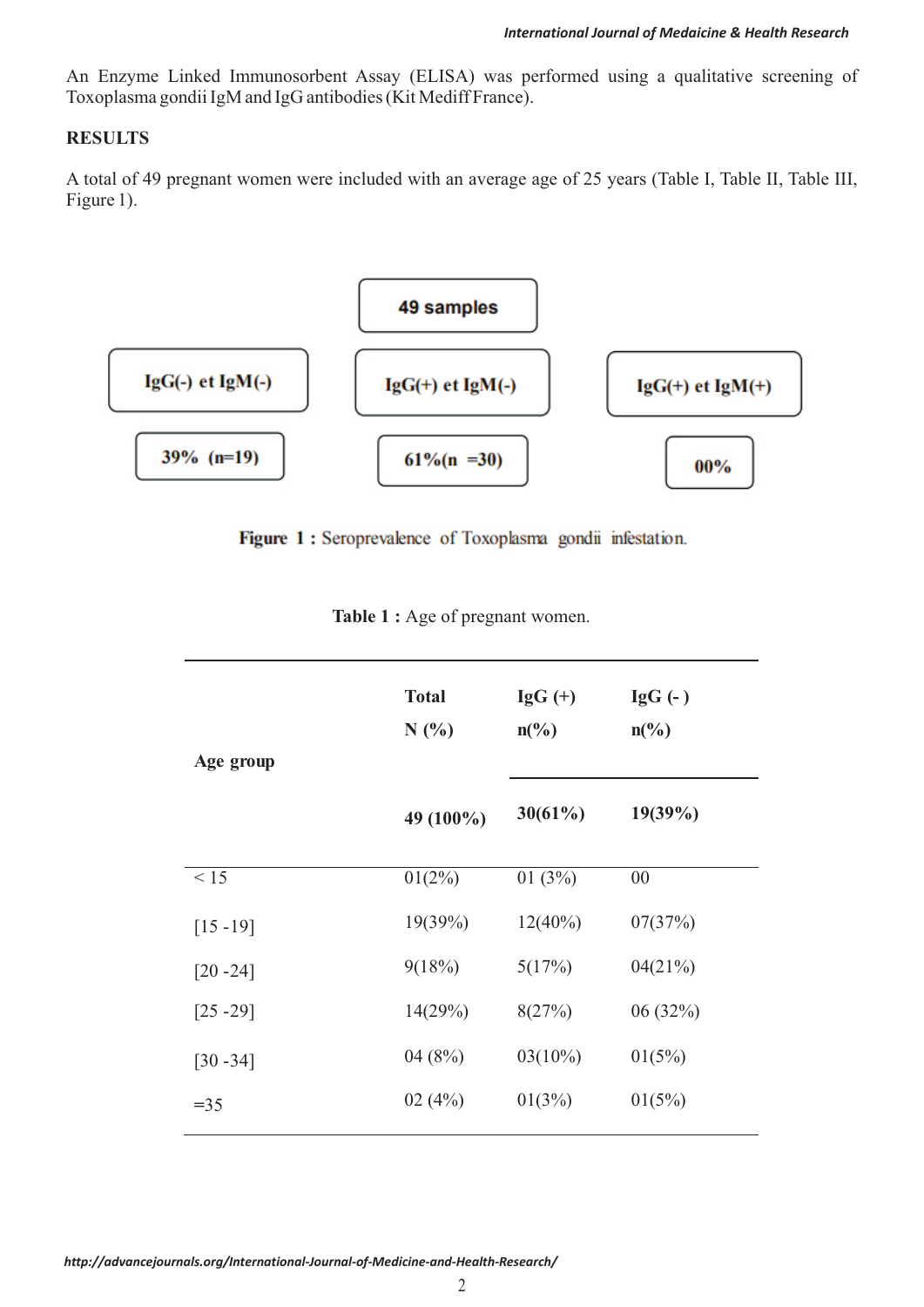An Enzyme Linked Immunosorbent Assay (ELISA) was performed using a qualitative screening of Toxoplasma gondii IgM and IgG antibodies (Kit Mediff France).

## RESULTS

A total of 49 pregnant women were included with an average age of 25 years (Table I, Table II, Table III, Figure 1).

**49 samples**

| IgG(-) et IgM(-) | IgG(+) et IgM(-) | IgG(+) et IgM(+) |
|---|---|---|
| 39% (n=19) | 61%(n =30) | 00% |

**Figure 1 :** Seroprevalence of Toxoplasma gondii infestation.

**Table 1 :** Age of pregnant women.

| Age group | Total N (%) | IgG (+) n(%) | IgG (- ) n(%) |
|---|---|---|---|
| | **49 (100%)** | **30(61%)** | **19(39%)** |
| < 15 | 01(2%) | 01 (3%) | 00 |
| [15 -19] | 19(39%) | 12(40%) | 07(37%) |
| [20 -24] | 9(18%) | 5(17%) | 04(21%) |
| [25 -29] | 14(29%) | 8(27%) | 06 (32%) |
| [30 -34] | 04 (8%) | 03(10%) | 01(5%) |
| =35 | 02 (4%) | 01(3%) | 01(5%) |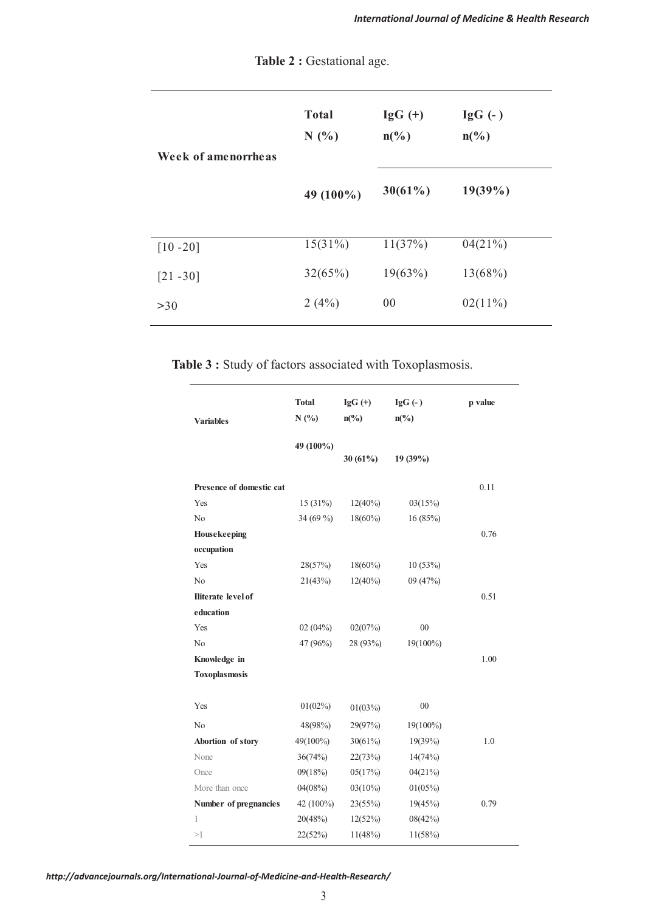**Table 2 :** Gestational age.

| Week of amenorrheas | Total N (%) | IgG (+) n(%) | IgG (- ) n(%) |
|---|---|---|---|
| | 49 (100%) | 30(61%) | 19(39%) |
| [10 -20] | 15(31%) | 11(37%) | 04(21%) |
| [21 -30] | 32(65%) | 19(63%) | 13(68%) |
| >30 | 2 (4%) | 00 | 02(11%) |

**Table 3 :** Study of factors associated with Toxoplasmosis.

| Variables | Total N (%) | IgG (+) n(%) | IgG (- ) n(%) | p value |
|---|---|---|---|---|
| | 49 (100%) | 30 (61%) | 19 (39%) | |
| **Presence of domestic cat** | | | | 0.11 |
| Yes | 15 (31%) | 12(40%) | 03(15%) | |
| No | 34 (69 %) | 18(60%) | 16 (85%) | |
| **Housekeeping occupation** | | | | 0.76 |
| Yes | 28(57%) | 18(60%) | 10 (53%) | |
| No | 21(43%) | 12(40%) | 09 (47%) | |
| **Iliterate level of education** | | | | 0.51 |
| Yes | 02 (04%) | 02(07%) | 00 | |
| No | 47 (96%) | 28 (93%) | 19(100%) | |
| **Knowledge in Toxoplasmosis** | | | | 1.00 |
| Yes | 01(02%) | 01(03%) | 00 | |
| No | 48(98%) | 29(97%) | 19(100%) | |
| **Abortion of story** | 49(100%) | 30(61%) | 19(39%) | 1.0 |
| None | 36(74%) | 22(73%) | 14(74%) | |
| Once | 09(18%) | 05(17%) | 04(21%) | |
| More than once | 04(08%) | 03(10%) | 01(05%) | |
| **Number of pregnancies** | 42 (100%) | 23(55%) | 19(45%) | 0.79 |
| 1 | 20(48%) | 12(52%) | 08(42%) | |
| >1 | 22(52%) | 11(48%) | 11(58%) | |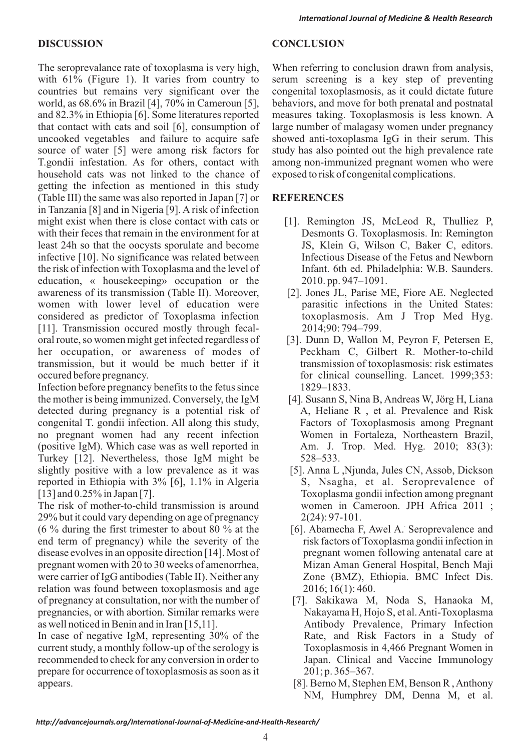## DISCUSSION

The seroprevalance rate of toxoplasma is very high, with 61% (Figure 1). It varies from country to countries but remains very significant over the world, as 68.6% in Brazil [4], 70% in Cameroun [5], and 82.3% in Ethiopia [6]. Some literatures reported that contact with cats and soil [6], consumption of uncooked vegetables and failure to acquire safe source of water [5] were among risk factors for T.gondii infestation. As for others, contact with household cats was not linked to the chance of getting the infection as mentioned in this study (Table III) the same was also reported in Japan [7] or in Tanzania [8] and in Nigeria [9]. A risk of infection might exist when there is close contact with cats or with their feces that remain in the environment for at least 24h so that the oocysts sporulate and become infective [10]. No significance was related between the risk of infection with Toxoplasma and the level of education, « housekeeping» occupation or the awareness of its transmission (Table II). Moreover, women with lower level of education were considered as predictor of Toxoplasma infection [11]. Transmission occured mostly through fecal-oral route, so women might get infected regardless of her occupation, or awareness of modes of transmission, but it would be much better if it occured before pregnancy.

Infection before pregnancy benefits to the fetus since the mother is being immunized. Conversely, the IgM detected during pregnancy is a potential risk of congenital T. gondii infection. All along this study, no pregnant women had any recent infection (positive IgM). Which case was as well reported in Turkey [12]. Nevertheless, those IgM might be slightly positive with a low prevalence as it was reported in Ethiopia with 3% [6], 1.1% in Algeria [13] and 0.25% in Japan [7].

The risk of mother-to-child transmission is around 29% but it could vary depending on age of pregnancy (6 % during the first trimester to about 80 % at the end term of pregnancy) while the severity of the disease evolves in an opposite direction [14]. Most of pregnant women with 20 to 30 weeks of amenorrhea, were carrier of IgG antibodies (Table II). Neither any relation was found between toxoplasmosis and age of pregnancy at consultation, nor with the number of pregnancies, or with abortion. Similar remarks were as well noticed in Benin and in Iran [15,11].

In case of negative IgM, representing 30% of the current study, a monthly follow-up of the serology is recommended to check for any conversion in order to prepare for occurrence of toxoplasmosis as soon as it appears.

## CONCLUSION

When referring to conclusion drawn from analysis, serum screening is a key step of preventing congenital toxoplasmosis, as it could dictate future behaviors, and move for both prenatal and postnatal measures taking. Toxoplasmosis is less known. A large number of malagasy women under pregnancy showed anti-toxoplasma IgG in their serum. This study has also pointed out the high prevalence rate among non-immunized pregnant women who were exposed to risk of congenital complications.

## REFERENCES

[1]. Remington JS, McLeod R, Thulliez P, Desmonts G. Toxoplasmosis. In: Remington JS, Klein G, Wilson C, Baker C, editors. Infectious Disease of the Fetus and Newborn Infant. 6th ed. Philadelphia: W.B. Saunders. 2010. pp. 947–1091.

[2]. Jones JL, Parise ME, Fiore AE. Neglected parasitic infections in the United States: toxoplasmosis. Am J Trop Med Hyg. 2014;90: 794–799.

[3]. Dunn D, Wallon M, Peyron F, Petersen E, Peckham C, Gilbert R. Mother-to-child transmission of toxoplasmosis: risk estimates for clinical counselling. Lancet. 1999;353: 1829–1833.

[4]. Susann S, Nina B, Andreas W, Jörg H, Liana A, Heliane R , et al. Prevalence and Risk Factors of Toxoplasmosis among Pregnant Women in Fortaleza, Northeastern Brazil, Am. J. Trop. Med. Hyg. 2010; 83(3): 528–533.

[5]. Anna L ,Njunda, Jules CN, Assob, Dickson S, Nsagha, et al. Seroprevalence of Toxoplasma gondii infection among pregnant women in Cameroon. JPH Africa 2011 ; 2(24): 97-101.

[6]. Abamecha F, Awel A. Seroprevalence and risk factors of Toxoplasma gondii infection in pregnant women following antenatal care at Mizan Aman General Hospital, Bench Maji Zone (BMZ), Ethiopia. BMC Infect Dis. 2016; 16(1): 460.

[7]. Sakikawa M, Noda S, Hanaoka M, Nakayama H, Hojo S, et al. Anti-Toxoplasma Antibody Prevalence, Primary Infection Rate, and Risk Factors in a Study of Toxoplasmosis in 4,466 Pregnant Women in Japan. Clinical and Vaccine Immunology 201; p. 365–367.

[8]. Berno M, Stephen EM, Benson R , Anthony NM, Humphrey DM, Denna M, et al.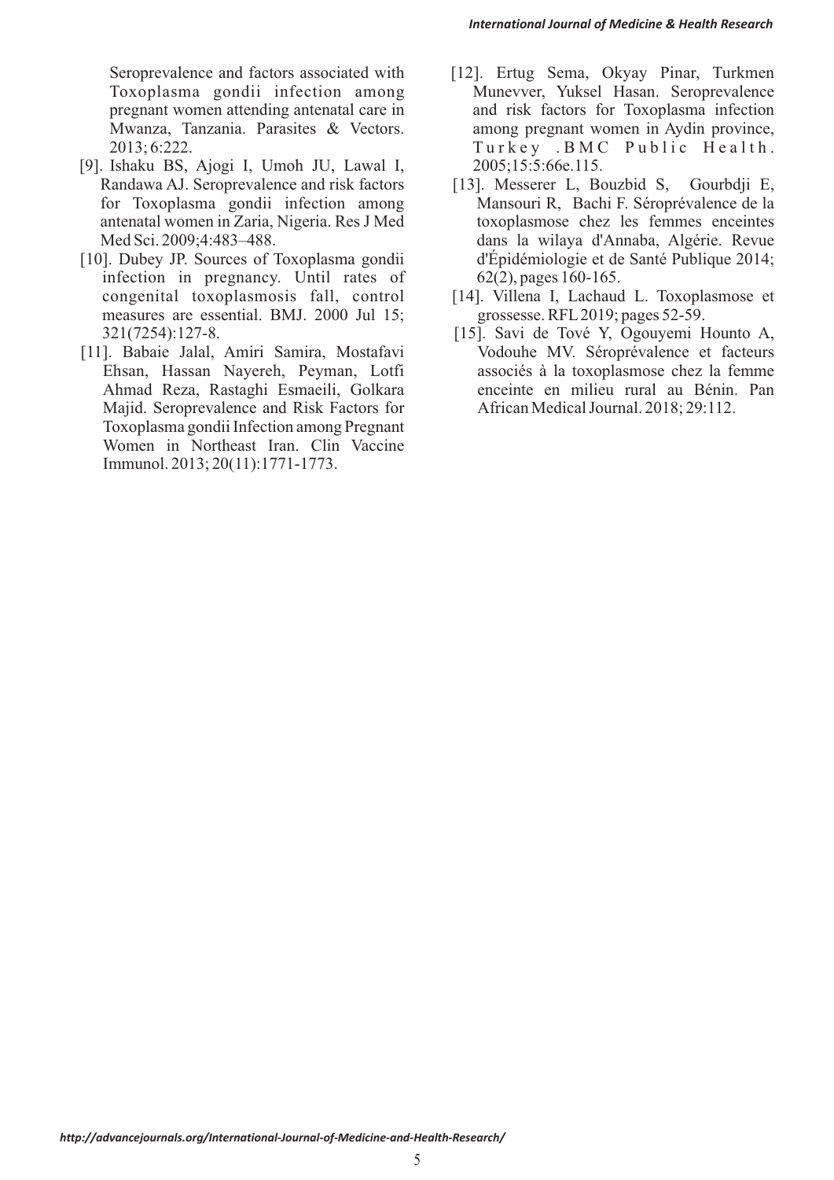Seroprevalence and factors associated with Toxoplasma gondii infection among pregnant women attending antenatal care in Mwanza, Tanzania. Parasites & Vectors. 2013; 6:222.

[9]. Ishaku BS, Ajogi I, Umoh JU, Lawal I, Randawa AJ. Seroprevalence and risk factors for Toxoplasma gondii infection among antenatal women in Zaria, Nigeria. Res J Med Med Sci. 2009;4:483–488.

[10]. Dubey JP. Sources of Toxoplasma gondii infection in pregnancy. Until rates of congenital toxoplasmosis fall, control measures are essential. BMJ. 2000 Jul 15; 321(7254):127-8.

[11]. Babaie Jalal, Amiri Samira, Mostafavi Ehsan, Hassan Nayereh, Peyman, Lotfi Ahmad Reza, Rastaghi Esmaeili, Golkara Majid. Seroprevalence and Risk Factors for Toxoplasma gondii Infection among Pregnant Women in Northeast Iran. Clin Vaccine Immunol. 2013; 20(11):1771-1773.

[12]. Ertug Sema, Okyay Pinar, Turkmen Munevver, Yuksel Hasan. Seroprevalence and risk factors for Toxoplasma infection among pregnant women in Aydin province, Turkey .BMC Public Health. 2005;15:5:66e.115.

[13]. Messerer L, Bouzbid S, Gourbdji E, Mansouri R, Bachi F. Séroprévalence de la toxoplasmose chez les femmes enceintes dans la wilaya d'Annaba, Algérie. Revue d'Épidémiologie et de Santé Publique 2014; 62(2), pages 160-165.

[14]. Villena I, Lachaud L. Toxoplasmose et grossesse. RFL 2019; pages 52-59.

[15]. Savi de Tové Y, Ogouyemi Hounto A, Vodouhe MV. Séroprévalence et facteurs associés à la toxoplasmose chez la femme enceinte en milieu rural au Bénin. Pan African Medical Journal. 2018; 29:112.